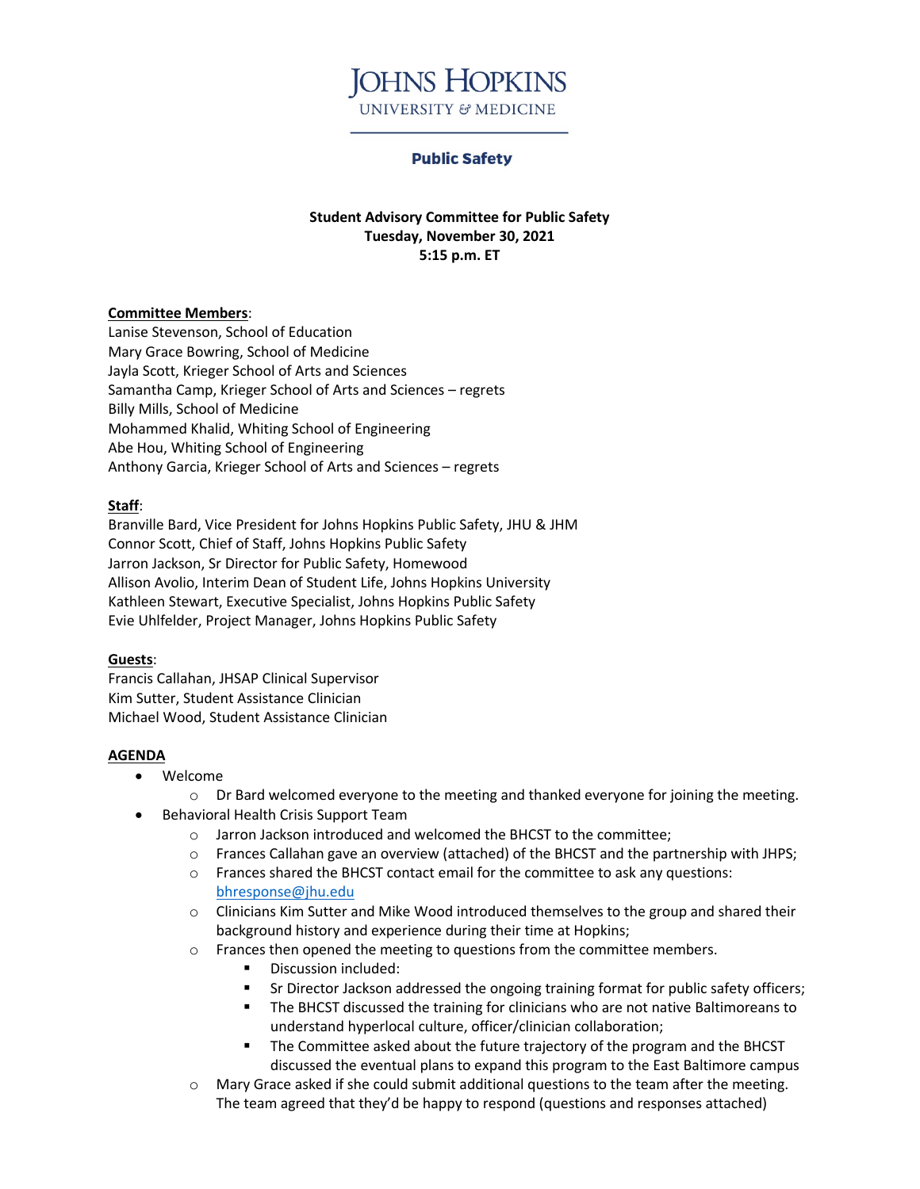JOHNS HOPKINS
UNIVERSITY & MEDICINE

## Public Safety

**Student Advisory Committee for Public Safety**
**Tuesday, November 30, 2021**
**5:15 p.m. ET**

**Committee Members**:
Lanise Stevenson, School of Education
Mary Grace Bowring, School of Medicine
Jayla Scott, Krieger School of Arts and Sciences
Samantha Camp, Krieger School of Arts and Sciences – regrets
Billy Mills, School of Medicine
Mohammed Khalid, Whiting School of Engineering
Abe Hou, Whiting School of Engineering
Anthony Garcia, Krieger School of Arts and Sciences – regrets

**Staff**:
Branville Bard, Vice President for Johns Hopkins Public Safety, JHU & JHM
Connor Scott, Chief of Staff, Johns Hopkins Public Safety
Jarron Jackson, Sr Director for Public Safety, Homewood
Allison Avolio, Interim Dean of Student Life, Johns Hopkins University
Kathleen Stewart, Executive Specialist, Johns Hopkins Public Safety
Evie Uhlfelder, Project Manager, Johns Hopkins Public Safety

**Guests**:
Francis Callahan, JHSAP Clinical Supervisor
Kim Sutter, Student Assistance Clinician
Michael Wood, Student Assistance Clinician

**AGENDA**

- Welcome
  - Dr Bard welcomed everyone to the meeting and thanked everyone for joining the meeting.
- Behavioral Health Crisis Support Team
  - Jarron Jackson introduced and welcomed the BHCST to the committee;
  - Frances Callahan gave an overview (attached) of the BHCST and the partnership with JHPS;
  - Frances shared the BHCST contact email for the committee to ask any questions: bhresponse@jhu.edu
  - Clinicians Kim Sutter and Mike Wood introduced themselves to the group and shared their background history and experience during their time at Hopkins;
  - Frances then opened the meeting to questions from the committee members.
    - Discussion included:
    - Sr Director Jackson addressed the ongoing training format for public safety officers;
    - The BHCST discussed the training for clinicians who are not native Baltimoreans to understand hyperlocal culture, officer/clinician collaboration;
    - The Committee asked about the future trajectory of the program and the BHCST discussed the eventual plans to expand this program to the East Baltimore campus
  - Mary Grace asked if she could submit additional questions to the team after the meeting. The team agreed that they'd be happy to respond (questions and responses attached)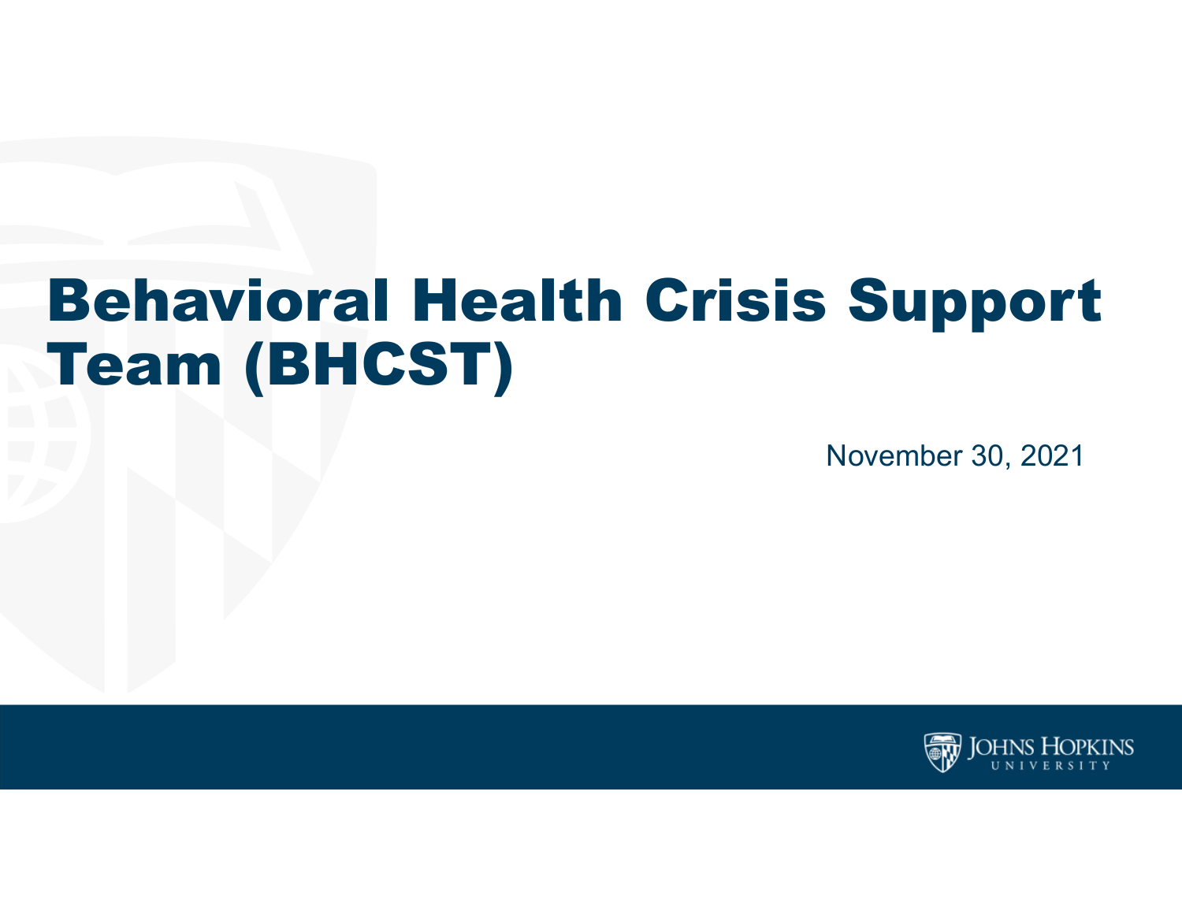# Behavioral Health Crisis Support Team (BHCST)

November 30, 2021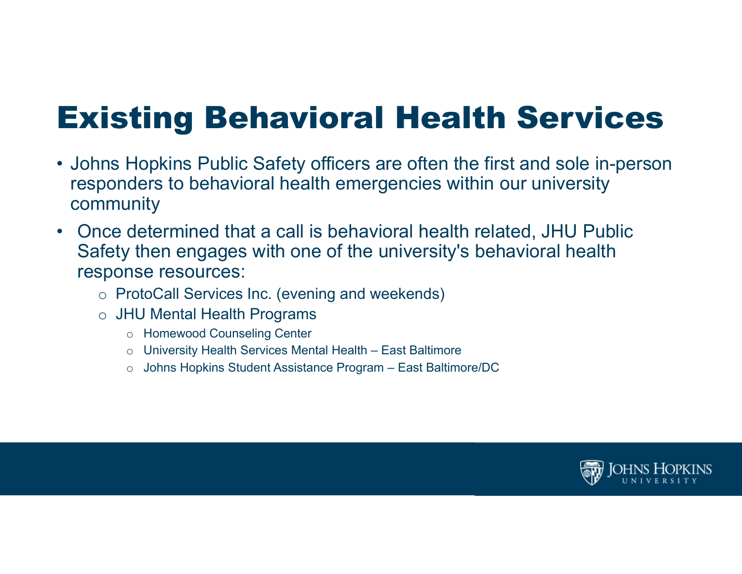# Existing Behavioral Health Services

- Johns Hopkins Public Safety officers are often the first and sole in-person responders to behavioral health emergencies within our university community
- Once determined that a call is behavioral health related, JHU Public Safety then engages with one of the university's behavioral health response resources:
  - ProtoCall Services Inc. (evening and weekends)
  - JHU Mental Health Programs
    - Homewood Counseling Center
    - University Health Services Mental Health – East Baltimore
    - Johns Hopkins Student Assistance Program – East Baltimore/DC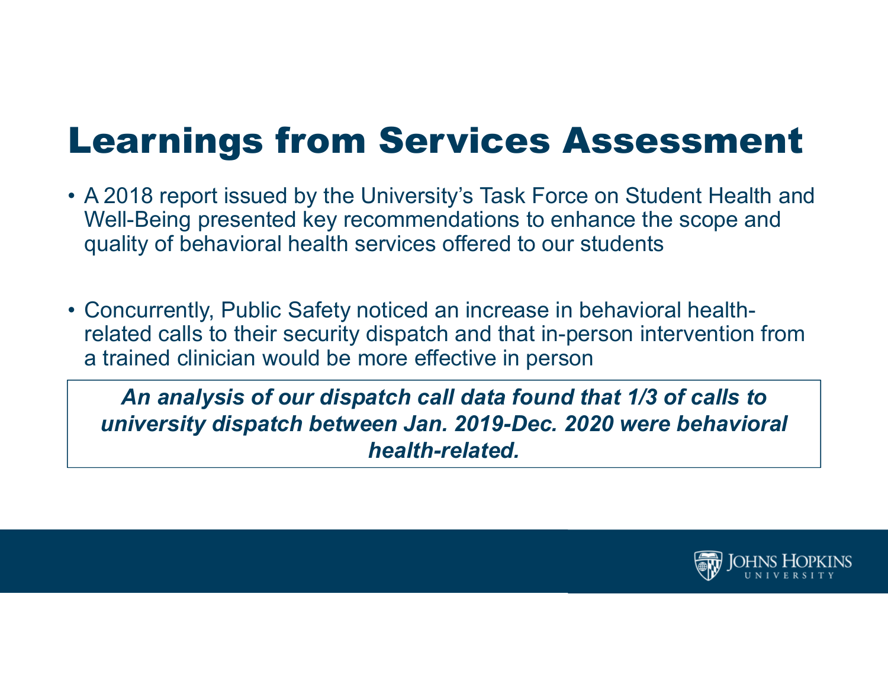# Learnings from Services Assessment

- A 2018 report issued by the University's Task Force on Student Health and Well-Being presented key recommendations to enhance the scope and quality of behavioral health services offered to our students

- Concurrently, Public Safety noticed an increase in behavioral health-related calls to their security dispatch and that in-person intervention from a trained clinician would be more effective in person

***An analysis of our dispatch call data found that 1/3 of calls to university dispatch between Jan. 2019-Dec. 2020 were behavioral health-related.***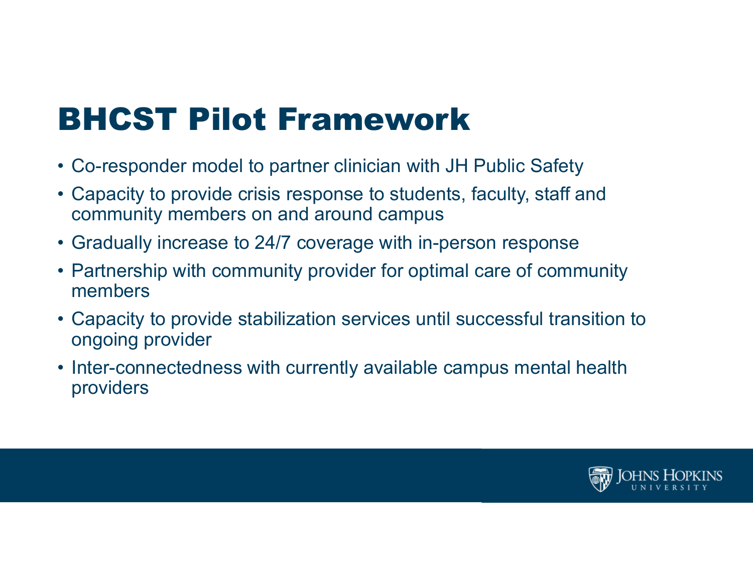# BHCST Pilot Framework

- Co-responder model to partner clinician with JH Public Safety
- Capacity to provide crisis response to students, faculty, staff and community members on and around campus
- Gradually increase to 24/7 coverage with in-person response
- Partnership with community provider for optimal care of community members
- Capacity to provide stabilization services until successful transition to ongoing provider
- Inter-connectedness with currently available campus mental health providers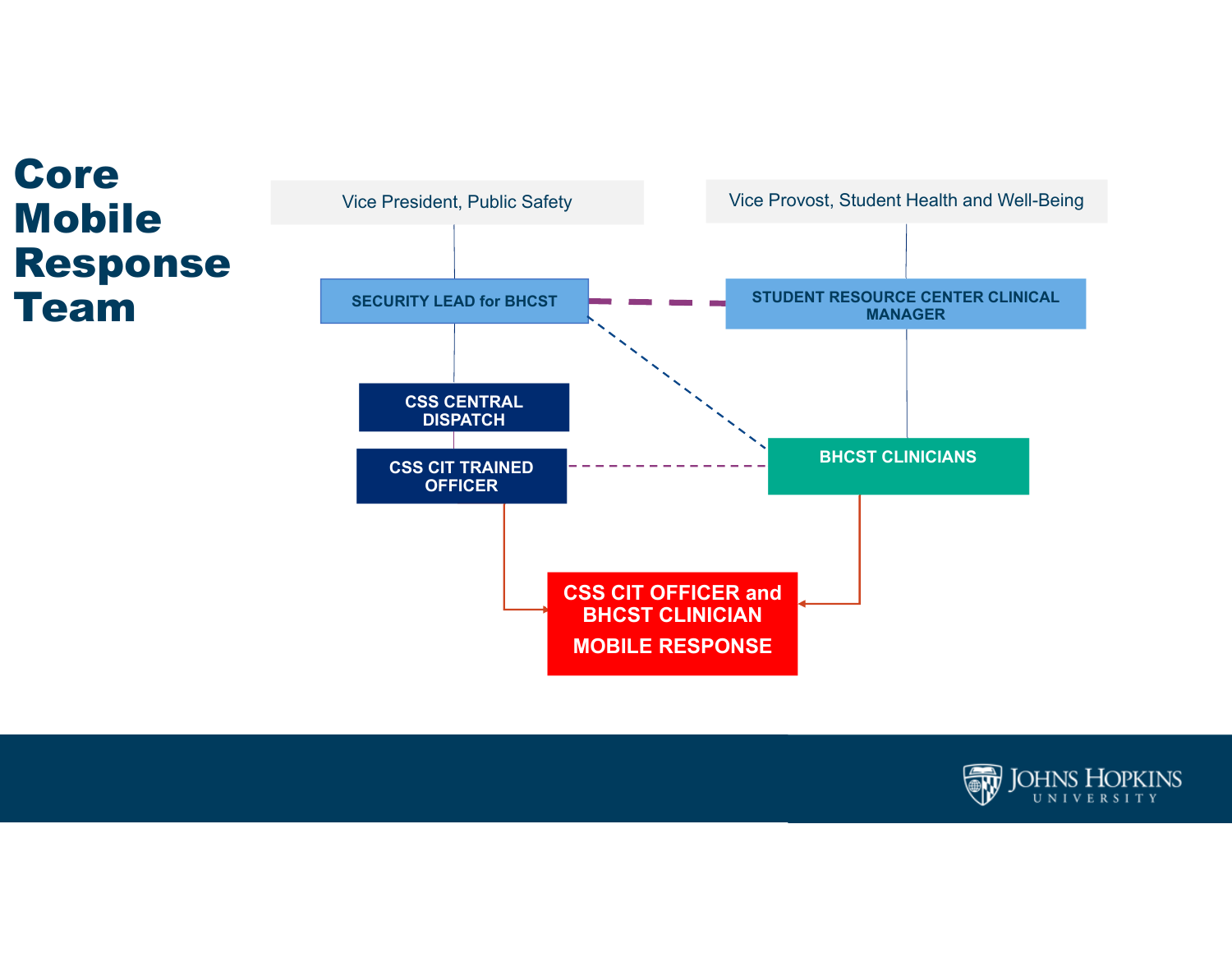# Core Mobile Response Team

Vice President, Public Safety

Vice Provost, Student Health and Well-Being

SECURITY LEAD for BHCST

STUDENT RESOURCE CENTER CLINICAL MANAGER

CSS CENTRAL DISPATCH

CSS CIT TRAINED OFFICER

BHCST CLINICIANS

CSS CIT OFFICER and BHCST CLINICIAN

MOBILE RESPONSE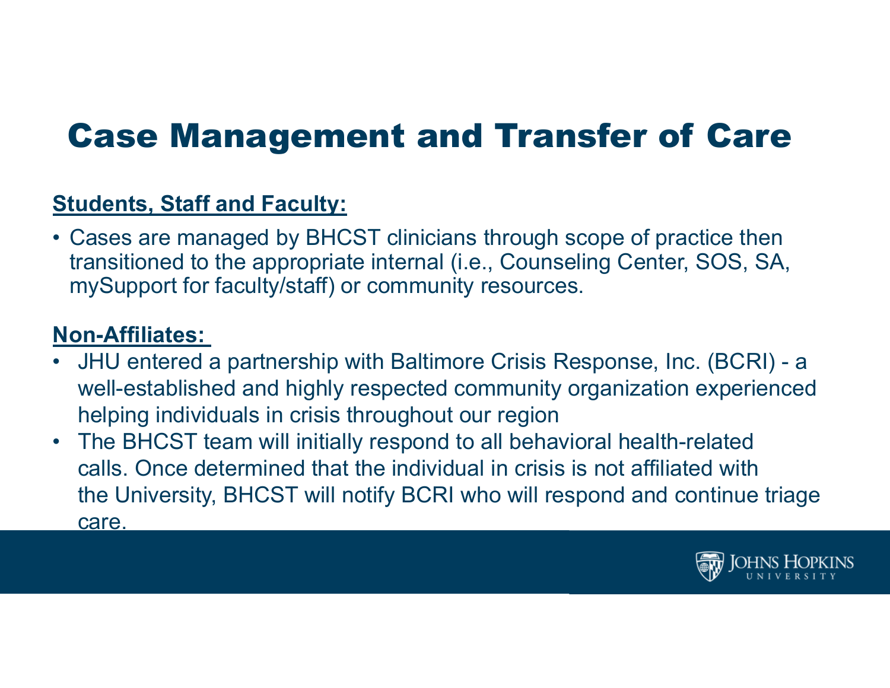# Case Management and Transfer of Care

**Students, Staff and Faculty:**

- Cases are managed by BHCST clinicians through scope of practice then transitioned to the appropriate internal (i.e., Counseling Center, SOS, SA, mySupport for faculty/staff) or community resources.

**Non-Affiliates:**

- JHU entered a partnership with Baltimore Crisis Response, Inc. (BCRI) - a well-established and highly respected community organization experienced helping individuals in crisis throughout our region
- The BHCST team will initially respond to all behavioral health-related calls. Once determined that the individual in crisis is not affiliated with the University, BHCST will notify BCRI who will respond and continue triage care.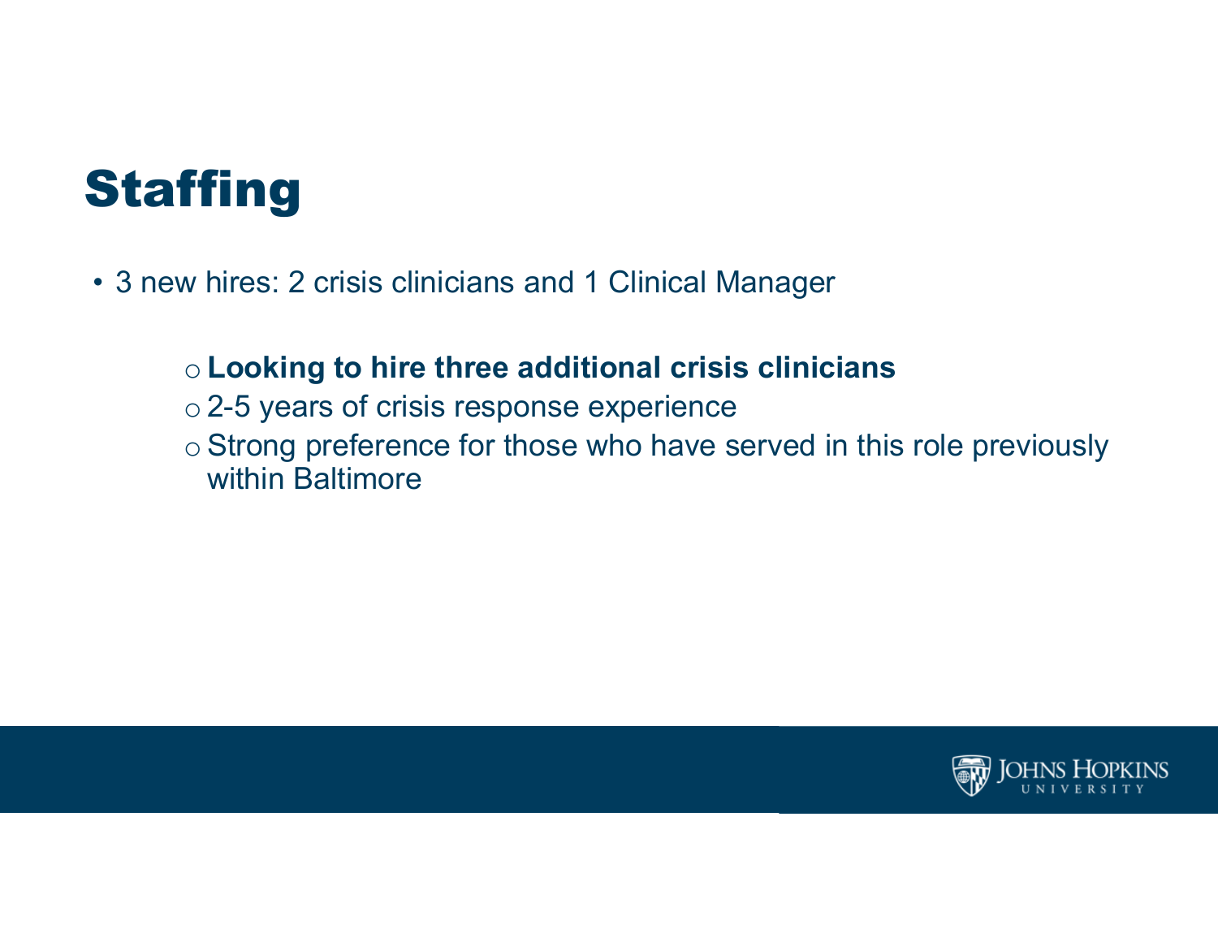# Staffing

- 3 new hires: 2 crisis clinicians and 1 Clinical Manager
  - **Looking to hire three additional crisis clinicians**
  - 2-5 years of crisis response experience
  - Strong preference for those who have served in this role previously within Baltimore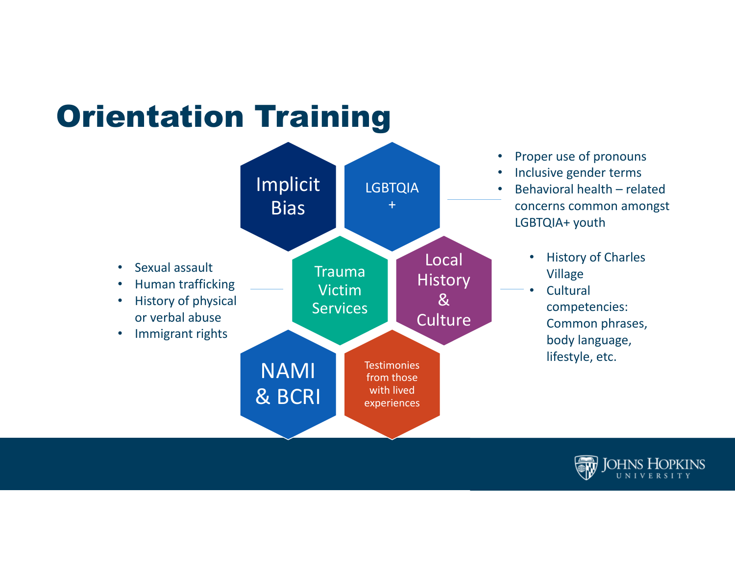# Orientation Training

- Implicit Bias
- LGBTQIA+
  - Proper use of pronouns
  - Inclusive gender terms
  - Behavioral health – related concerns common amongst LGBTQIA+ youth
- Trauma Victim Services
  - Sexual assault
  - Human trafficking
  - History of physical or verbal abuse
  - Immigrant rights
- Local History & Culture
  - History of Charles Village
  - Cultural competencies: Common phrases, body language, lifestyle, etc.
- NAMI & BCRI
- Testimonies from those with lived experiences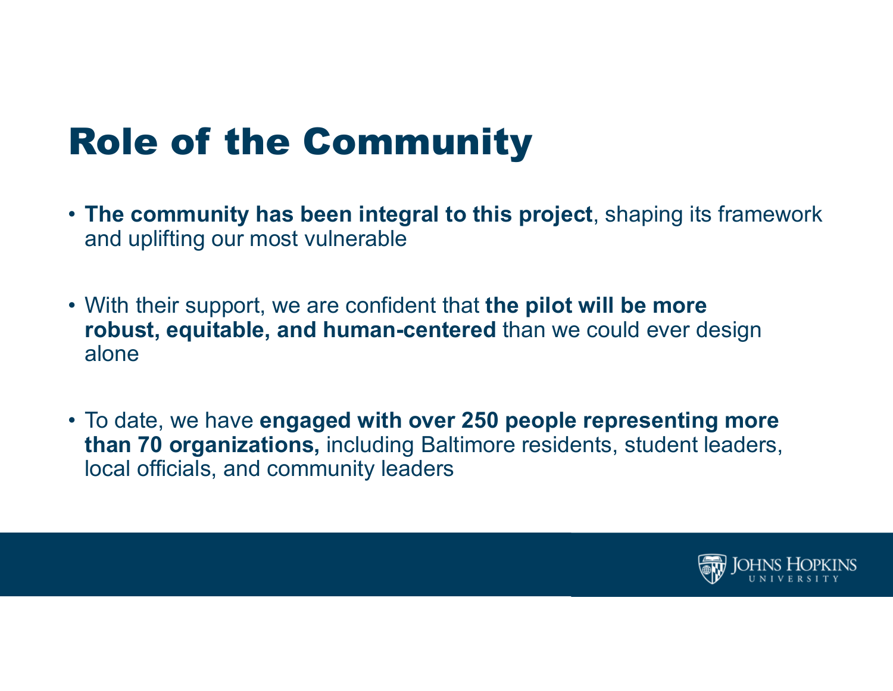# Role of the Community

- **The community has been integral to this project**, shaping its framework and uplifting our most vulnerable

- With their support, we are confident that **the pilot will be more robust, equitable, and human-centered** than we could ever design alone

- To date, we have **engaged with over 250 people representing more than 70 organizations,** including Baltimore residents, student leaders, local officials, and community leaders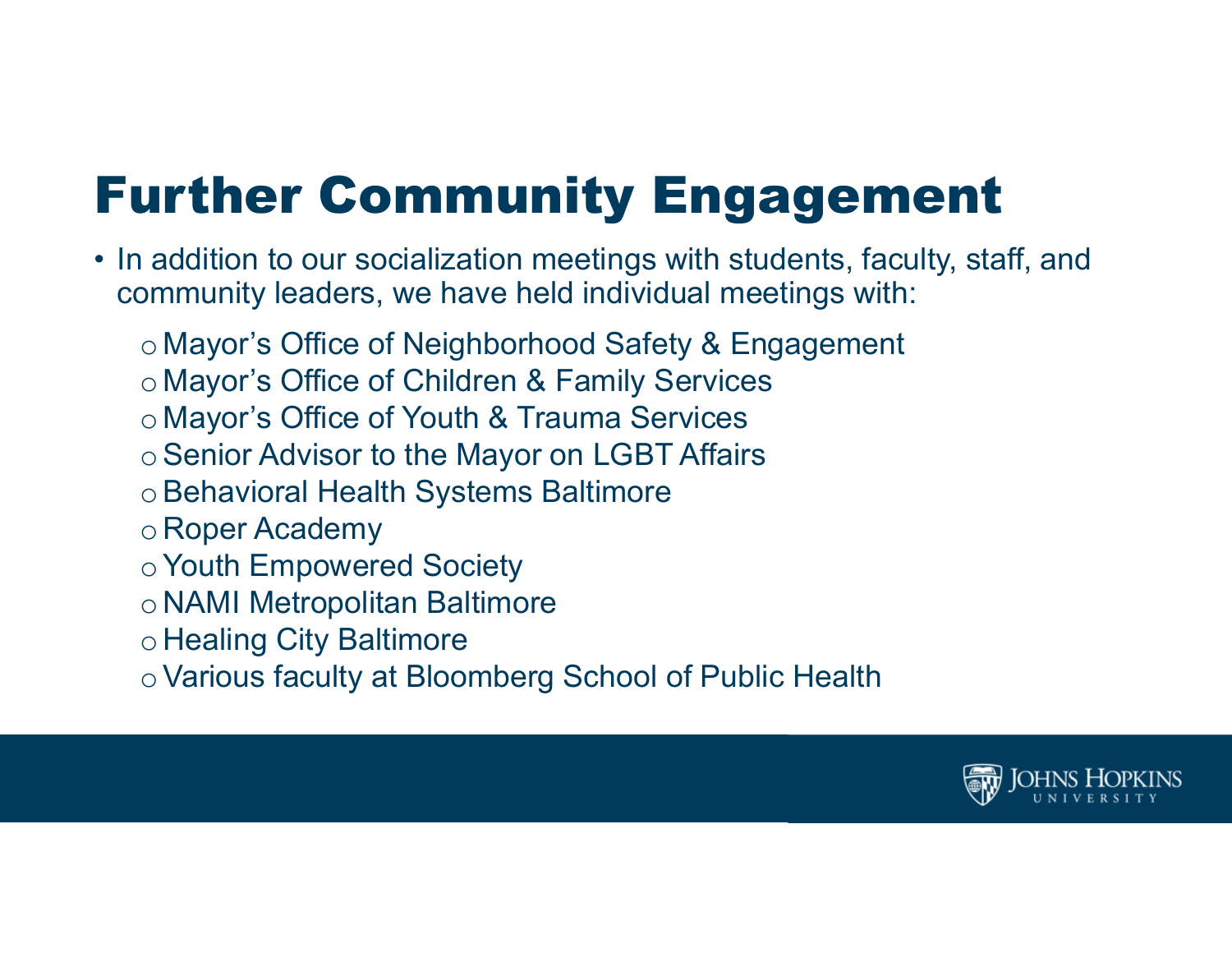# Further Community Engagement

- In addition to our socialization meetings with students, faculty, staff, and community leaders, we have held individual meetings with:
  - Mayor's Office of Neighborhood Safety & Engagement
  - Mayor's Office of Children & Family Services
  - Mayor's Office of Youth & Trauma Services
  - Senior Advisor to the Mayor on LGBT Affairs
  - Behavioral Health Systems Baltimore
  - Roper Academy
  - Youth Empowered Society
  - NAMI Metropolitan Baltimore
  - Healing City Baltimore
  - Various faculty at Bloomberg School of Public Health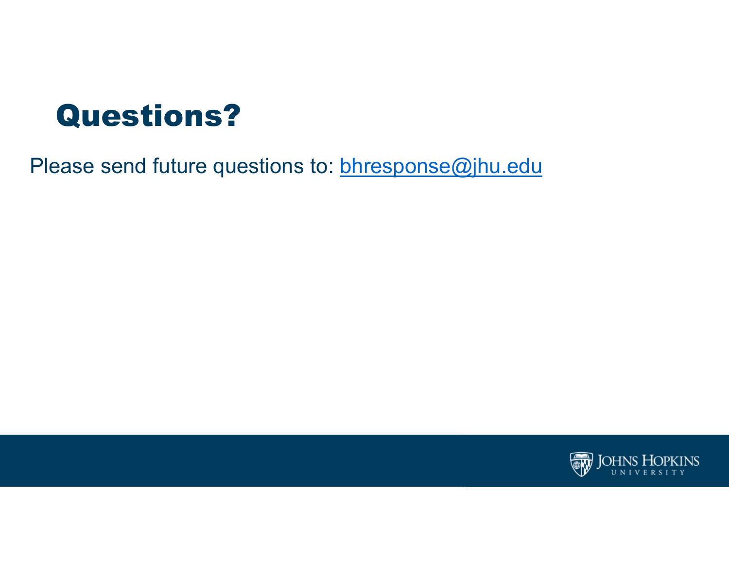# Questions?

Please send future questions to: bhresponse@jhu.edu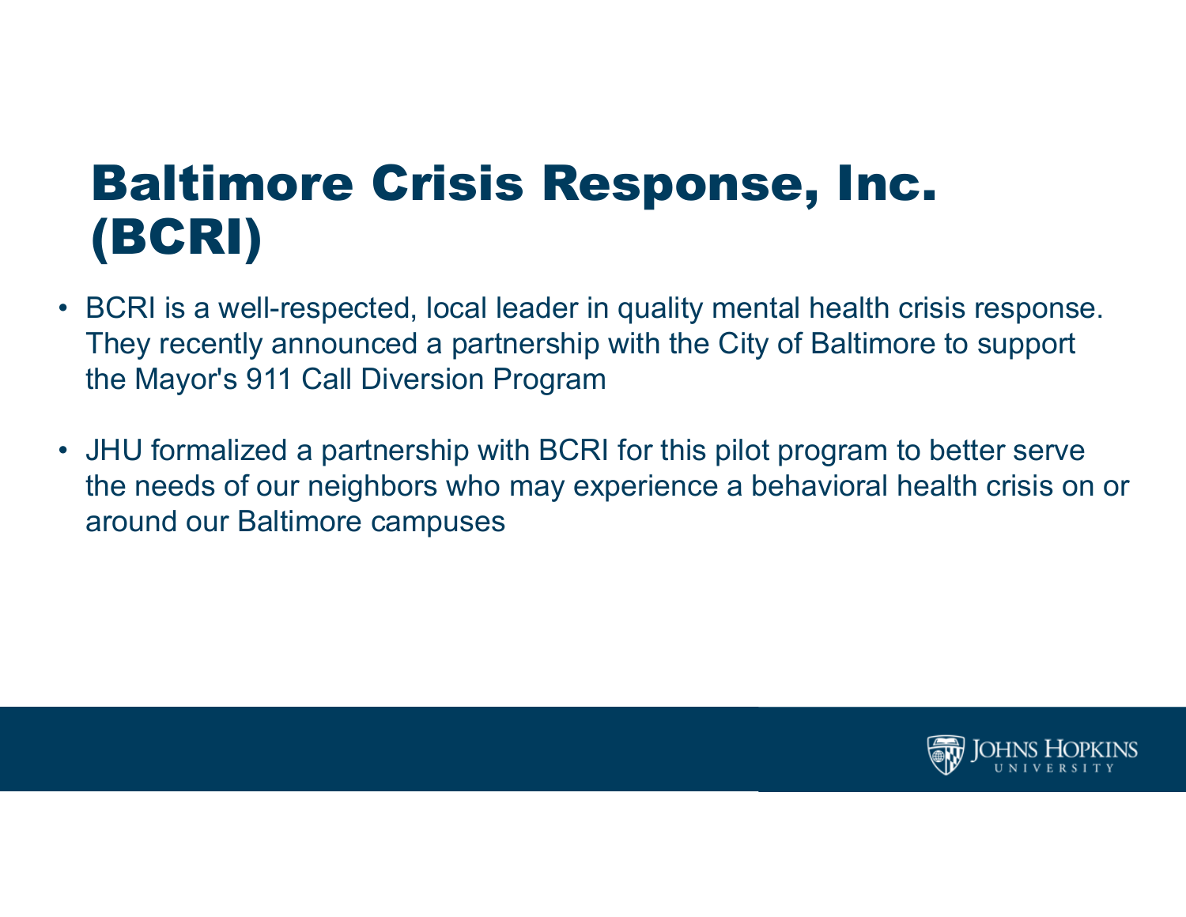# Baltimore Crisis Response, Inc. (BCRI)

- BCRI is a well-respected, local leader in quality mental health crisis response. They recently announced a partnership with the City of Baltimore to support the Mayor's 911 Call Diversion Program
- JHU formalized a partnership with BCRI for this pilot program to better serve the needs of our neighbors who may experience a behavioral health crisis on or around our Baltimore campuses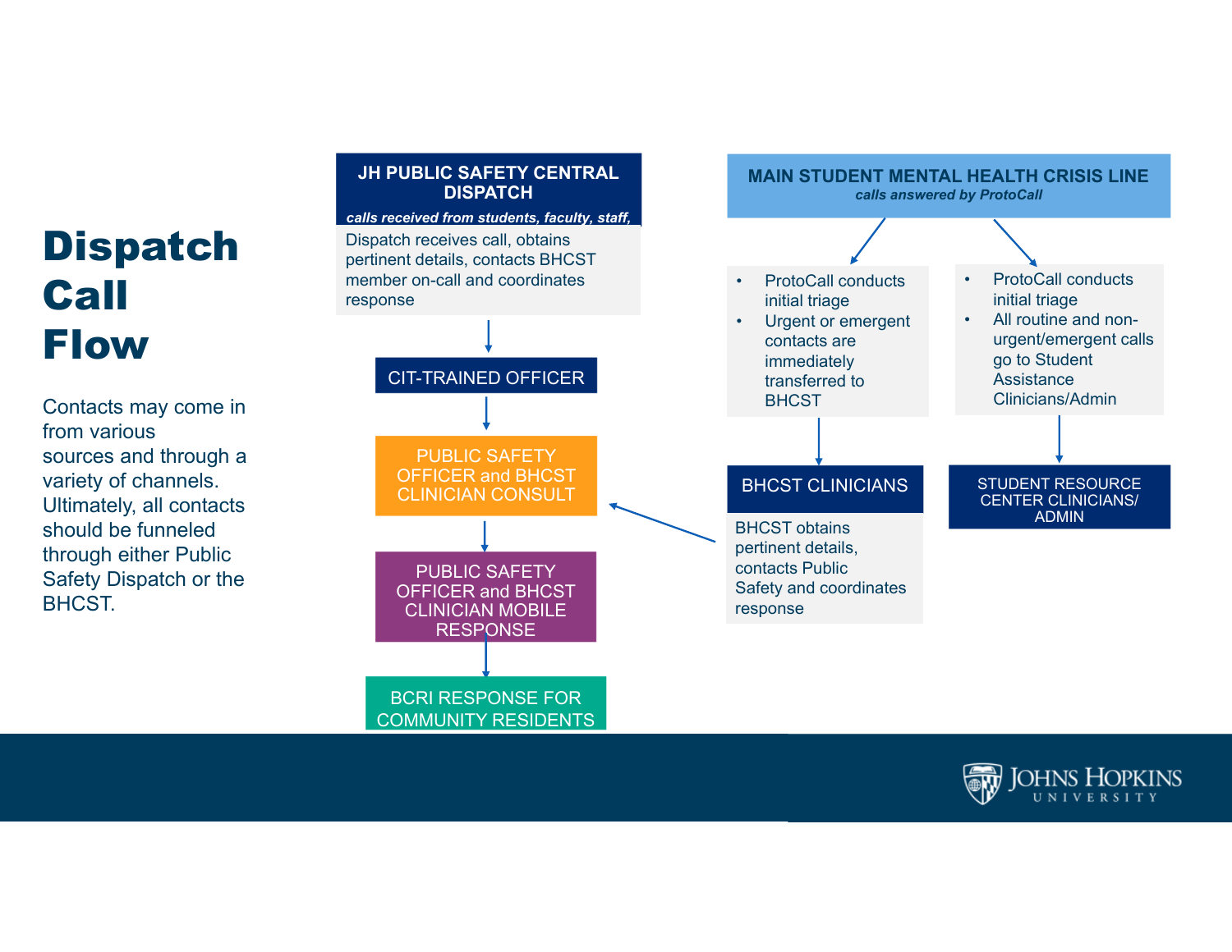# Dispatch Call Flow

Contacts may come in from various sources and through a variety of channels. Ultimately, all contacts should be funneled through either Public Safety Dispatch or the BHCST.

**JH PUBLIC SAFETY CENTRAL DISPATCH**

***calls received from students, faculty, staff,***

Dispatch receives call, obtains pertinent details, contacts BHCST member on-call and coordinates response

CIT-TRAINED OFFICER

PUBLIC SAFETY OFFICER and BHCST CLINICIAN CONSULT

PUBLIC SAFETY OFFICER and BHCST CLINICIAN MOBILE RESPONSE

BCRI RESPONSE FOR COMMUNITY RESIDENTS

**MAIN STUDENT MENTAL HEALTH CRISIS LINE**

***calls answered by ProtoCall***

- ProtoCall conducts initial triage
- Urgent or emergent contacts are immediately transferred to BHCST

BHCST CLINICIANS

BHCST obtains pertinent details, contacts Public Safety and coordinates response

- ProtoCall conducts initial triage
- All routine and non-urgent/emergent calls go to Student Assistance Clinicians/Admin

STUDENT RESOURCE CENTER CLINICIANS/ ADMIN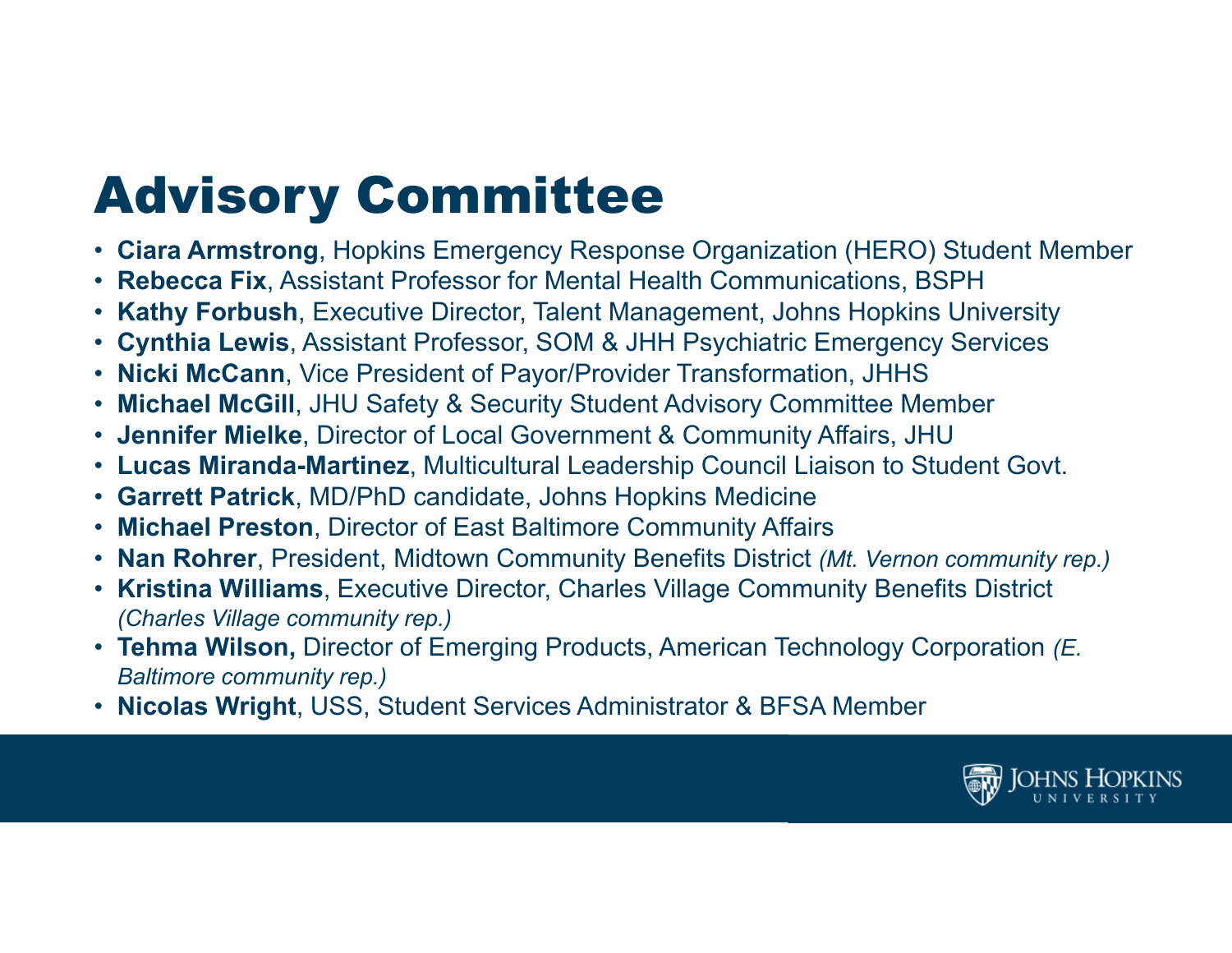# Advisory Committee

- **Ciara Armstrong**, Hopkins Emergency Response Organization (HERO) Student Member
- **Rebecca Fix**, Assistant Professor for Mental Health Communications, BSPH
- **Kathy Forbush**, Executive Director, Talent Management, Johns Hopkins University
- **Cynthia Lewis**, Assistant Professor, SOM & JHH Psychiatric Emergency Services
- **Nicki McCann**, Vice President of Payor/Provider Transformation, JHHS
- **Michael McGill**, JHU Safety & Security Student Advisory Committee Member
- **Jennifer Mielke**, Director of Local Government & Community Affairs, JHU
- **Lucas Miranda-Martinez**, Multicultural Leadership Council Liaison to Student Govt.
- **Garrett Patrick**, MD/PhD candidate, Johns Hopkins Medicine
- **Michael Preston**, Director of East Baltimore Community Affairs
- **Nan Rohrer**, President, Midtown Community Benefits District *(Mt. Vernon community rep.)*
- **Kristina Williams**, Executive Director, Charles Village Community Benefits District *(Charles Village community rep.)*
- **Tehma Wilson,** Director of Emerging Products, American Technology Corporation *(E. Baltimore community rep.)*
- **Nicolas Wright**, USS, Student Services Administrator & BFSA Member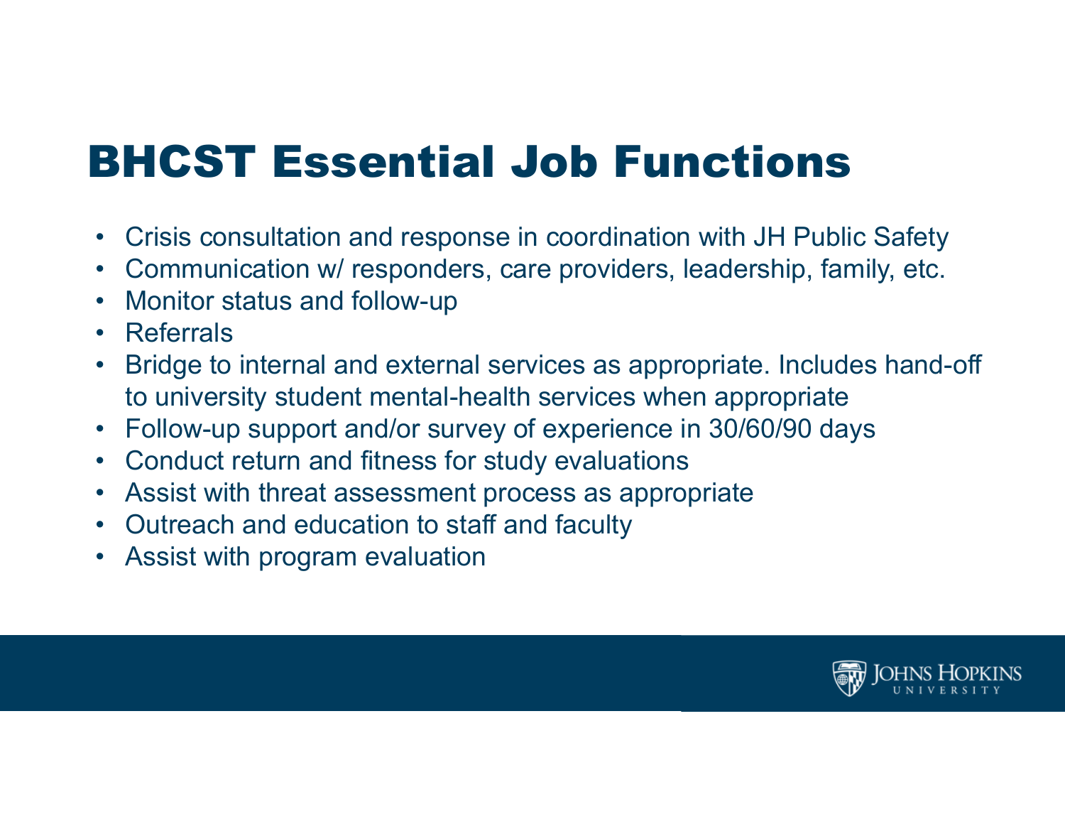# BHCST Essential Job Functions

- Crisis consultation and response in coordination with JH Public Safety
- Communication w/ responders, care providers, leadership, family, etc.
- Monitor status and follow-up
- Referrals
- Bridge to internal and external services as appropriate. Includes hand-off to university student mental-health services when appropriate
- Follow-up support and/or survey of experience in 30/60/90 days
- Conduct return and fitness for study evaluations
- Assist with threat assessment process as appropriate
- Outreach and education to staff and faculty
- Assist with program evaluation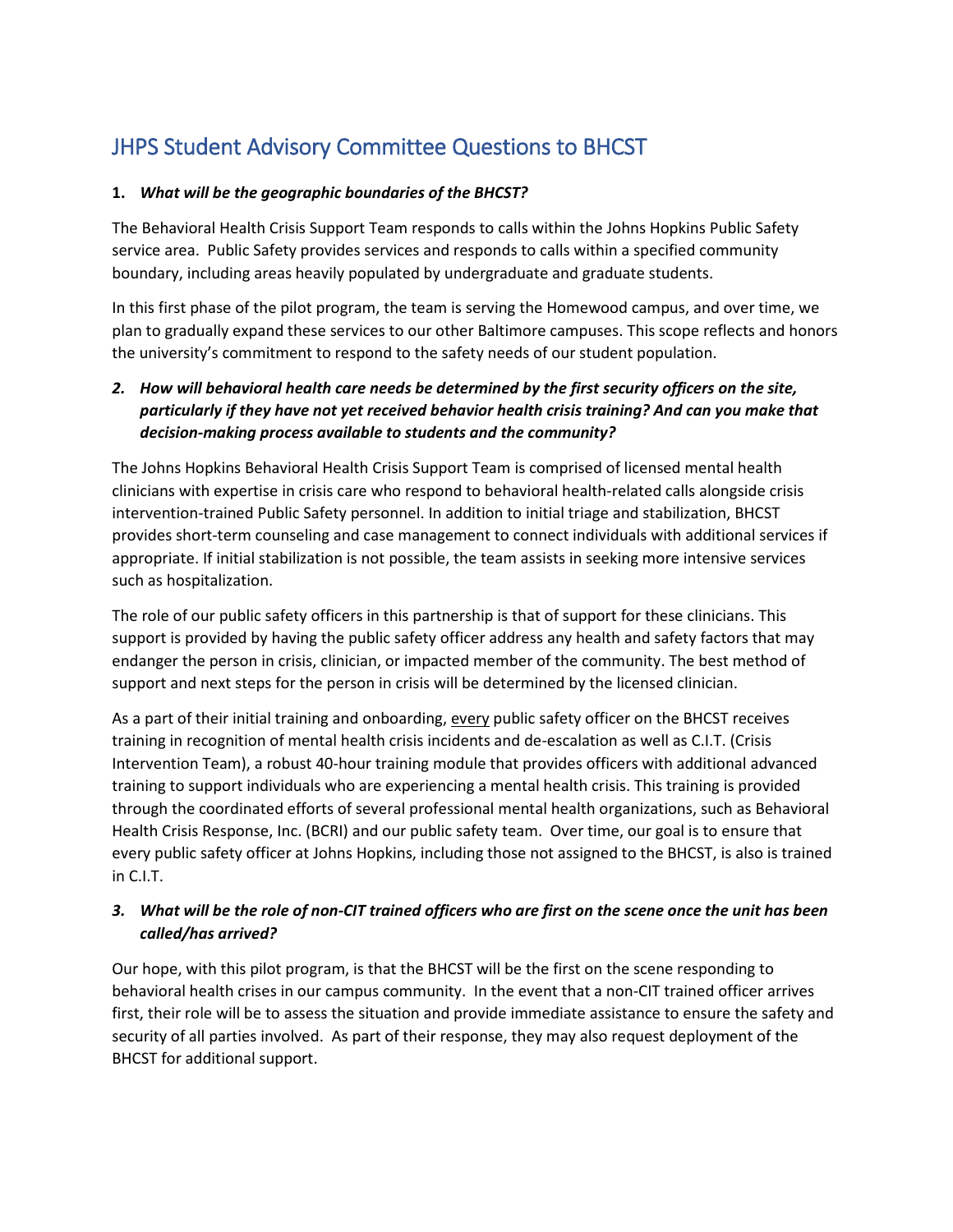# JHPS Student Advisory Committee Questions to BHCST

**1.** ***What will be the geographic boundaries of the BHCST?***

The Behavioral Health Crisis Support Team responds to calls within the Johns Hopkins Public Safety service area. Public Safety provides services and responds to calls within a specified community boundary, including areas heavily populated by undergraduate and graduate students.

In this first phase of the pilot program, the team is serving the Homewood campus, and over time, we plan to gradually expand these services to our other Baltimore campuses. This scope reflects and honors the university's commitment to respond to the safety needs of our student population.

***2. How will behavioral health care needs be determined by the first security officers on the site, particularly if they have not yet received behavior health crisis training? And can you make that decision-making process available to students and the community?***

The Johns Hopkins Behavioral Health Crisis Support Team is comprised of licensed mental health clinicians with expertise in crisis care who respond to behavioral health-related calls alongside crisis intervention-trained Public Safety personnel. In addition to initial triage and stabilization, BHCST provides short-term counseling and case management to connect individuals with additional services if appropriate. If initial stabilization is not possible, the team assists in seeking more intensive services such as hospitalization.

The role of our public safety officers in this partnership is that of support for these clinicians. This support is provided by having the public safety officer address any health and safety factors that may endanger the person in crisis, clinician, or impacted member of the community. The best method of support and next steps for the person in crisis will be determined by the licensed clinician.

As a part of their initial training and onboarding, <u>every</u> public safety officer on the BHCST receives training in recognition of mental health crisis incidents and de-escalation as well as C.I.T. (Crisis Intervention Team), a robust 40-hour training module that provides officers with additional advanced training to support individuals who are experiencing a mental health crisis. This training is provided through the coordinated efforts of several professional mental health organizations, such as Behavioral Health Crisis Response, Inc. (BCRI) and our public safety team. Over time, our goal is to ensure that every public safety officer at Johns Hopkins, including those not assigned to the BHCST, is also is trained in C.I.T.

***3. What will be the role of non-CIT trained officers who are first on the scene once the unit has been called/has arrived?***

Our hope, with this pilot program, is that the BHCST will be the first on the scene responding to behavioral health crises in our campus community. In the event that a non-CIT trained officer arrives first, their role will be to assess the situation and provide immediate assistance to ensure the safety and security of all parties involved. As part of their response, they may also request deployment of the BHCST for additional support.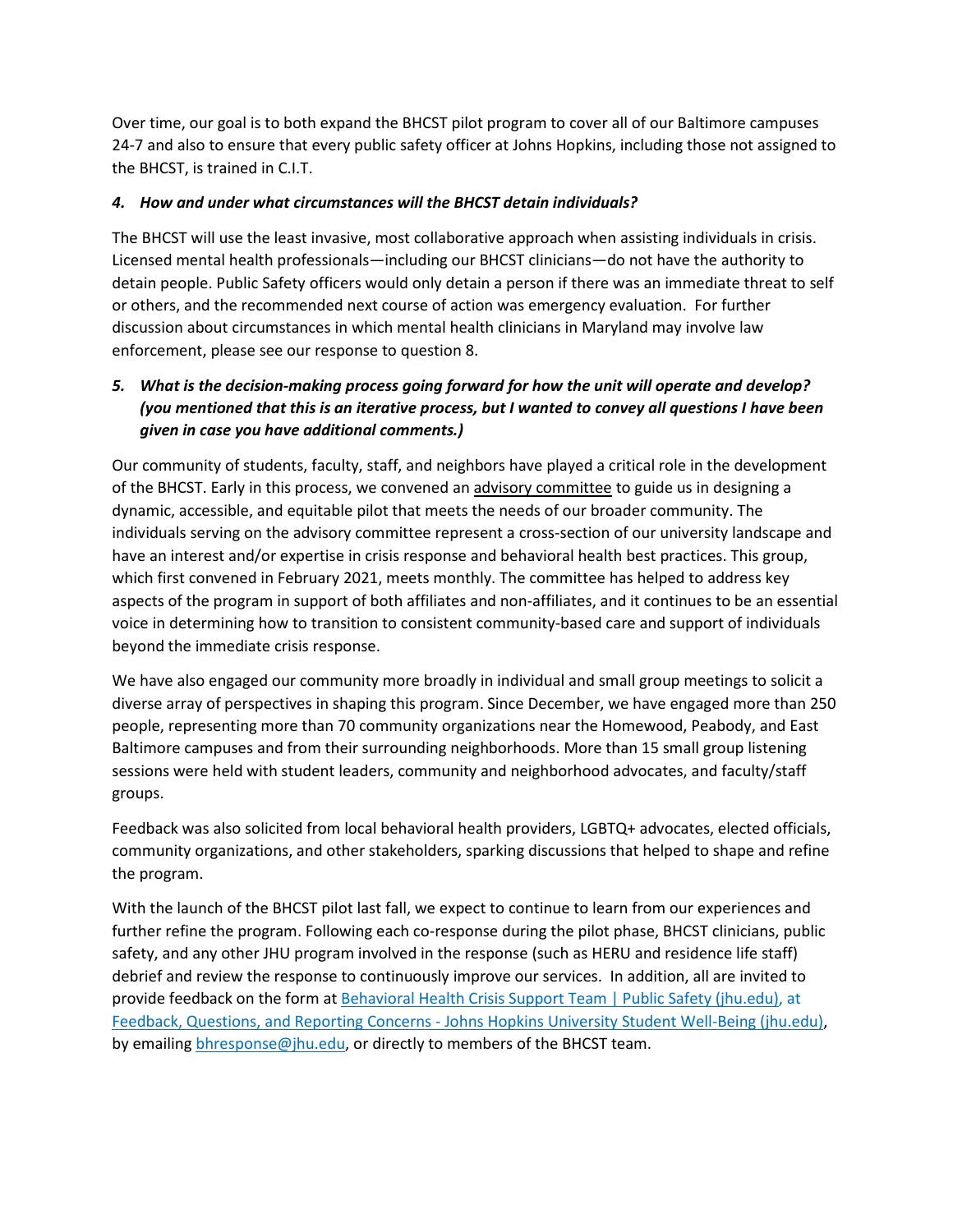Over time, our goal is to both expand the BHCST pilot program to cover all of our Baltimore campuses 24-7 and also to ensure that every public safety officer at Johns Hopkins, including those not assigned to the BHCST, is trained in C.I.T.

***4. How and under what circumstances will the BHCST detain individuals?***

The BHCST will use the least invasive, most collaborative approach when assisting individuals in crisis. Licensed mental health professionals—including our BHCST clinicians—do not have the authority to detain people. Public Safety officers would only detain a person if there was an immediate threat to self or others, and the recommended next course of action was emergency evaluation. For further discussion about circumstances in which mental health clinicians in Maryland may involve law enforcement, please see our response to question 8.

***5. What is the decision-making process going forward for how the unit will operate and develop? (you mentioned that this is an iterative process, but I wanted to convey all questions I have been given in case you have additional comments.)***

Our community of students, faculty, staff, and neighbors have played a critical role in the development of the BHCST. Early in this process, we convened an advisory committee to guide us in designing a dynamic, accessible, and equitable pilot that meets the needs of our broader community. The individuals serving on the advisory committee represent a cross-section of our university landscape and have an interest and/or expertise in crisis response and behavioral health best practices. This group, which first convened in February 2021, meets monthly. The committee has helped to address key aspects of the program in support of both affiliates and non-affiliates, and it continues to be an essential voice in determining how to transition to consistent community-based care and support of individuals beyond the immediate crisis response.

We have also engaged our community more broadly in individual and small group meetings to solicit a diverse array of perspectives in shaping this program. Since December, we have engaged more than 250 people, representing more than 70 community organizations near the Homewood, Peabody, and East Baltimore campuses and from their surrounding neighborhoods. More than 15 small group listening sessions were held with student leaders, community and neighborhood advocates, and faculty/staff groups.

Feedback was also solicited from local behavioral health providers, LGBTQ+ advocates, elected officials, community organizations, and other stakeholders, sparking discussions that helped to shape and refine the program.

With the launch of the BHCST pilot last fall, we expect to continue to learn from our experiences and further refine the program. Following each co-response during the pilot phase, BHCST clinicians, public safety, and any other JHU program involved in the response (such as HERU and residence life staff) debrief and review the response to continuously improve our services. In addition, all are invited to provide feedback on the form at Behavioral Health Crisis Support Team | Public Safety (jhu.edu), at Feedback, Questions, and Reporting Concerns - Johns Hopkins University Student Well-Being (jhu.edu), by emailing bhresponse@jhu.edu, or directly to members of the BHCST team.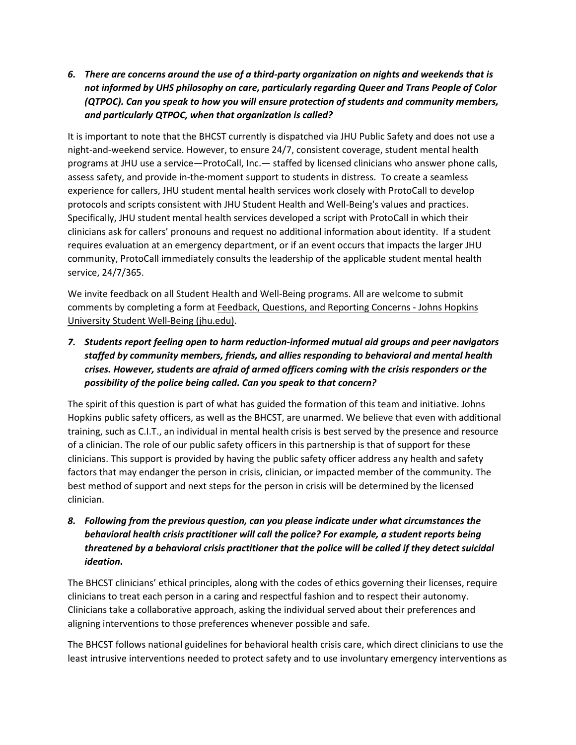6. ***There are concerns around the use of a third-party organization on nights and weekends that is not informed by UHS philosophy on care, particularly regarding Queer and Trans People of Color (QTPOC). Can you speak to how you will ensure protection of students and community members, and particularly QTPOC, when that organization is called?***

It is important to note that the BHCST currently is dispatched via JHU Public Safety and does not use a night-and-weekend service. However, to ensure 24/7, consistent coverage, student mental health programs at JHU use a service—ProtoCall, Inc.— staffed by licensed clinicians who answer phone calls, assess safety, and provide in-the-moment support to students in distress. To create a seamless experience for callers, JHU student mental health services work closely with ProtoCall to develop protocols and scripts consistent with JHU Student Health and Well-Being's values and practices. Specifically, JHU student mental health services developed a script with ProtoCall in which their clinicians ask for callers' pronouns and request no additional information about identity. If a student requires evaluation at an emergency department, or if an event occurs that impacts the larger JHU community, ProtoCall immediately consults the leadership of the applicable student mental health service, 24/7/365.

We invite feedback on all Student Health and Well-Being programs. All are welcome to submit comments by completing a form at Feedback, Questions, and Reporting Concerns - Johns Hopkins University Student Well-Being (jhu.edu).

7. ***Students report feeling open to harm reduction-informed mutual aid groups and peer navigators staffed by community members, friends, and allies responding to behavioral and mental health crises. However, students are afraid of armed officers coming with the crisis responders or the possibility of the police being called. Can you speak to that concern?***

The spirit of this question is part of what has guided the formation of this team and initiative. Johns Hopkins public safety officers, as well as the BHCST, are unarmed. We believe that even with additional training, such as C.I.T., an individual in mental health crisis is best served by the presence and resource of a clinician. The role of our public safety officers in this partnership is that of support for these clinicians. This support is provided by having the public safety officer address any health and safety factors that may endanger the person in crisis, clinician, or impacted member of the community. The best method of support and next steps for the person in crisis will be determined by the licensed clinician.

8. ***Following from the previous question, can you please indicate under what circumstances the behavioral health crisis practitioner will call the police? For example, a student reports being threatened by a behavioral crisis practitioner that the police will be called if they detect suicidal ideation.***

The BHCST clinicians' ethical principles, along with the codes of ethics governing their licenses, require clinicians to treat each person in a caring and respectful fashion and to respect their autonomy. Clinicians take a collaborative approach, asking the individual served about their preferences and aligning interventions to those preferences whenever possible and safe.

The BHCST follows national guidelines for behavioral health crisis care, which direct clinicians to use the least intrusive interventions needed to protect safety and to use involuntary emergency interventions as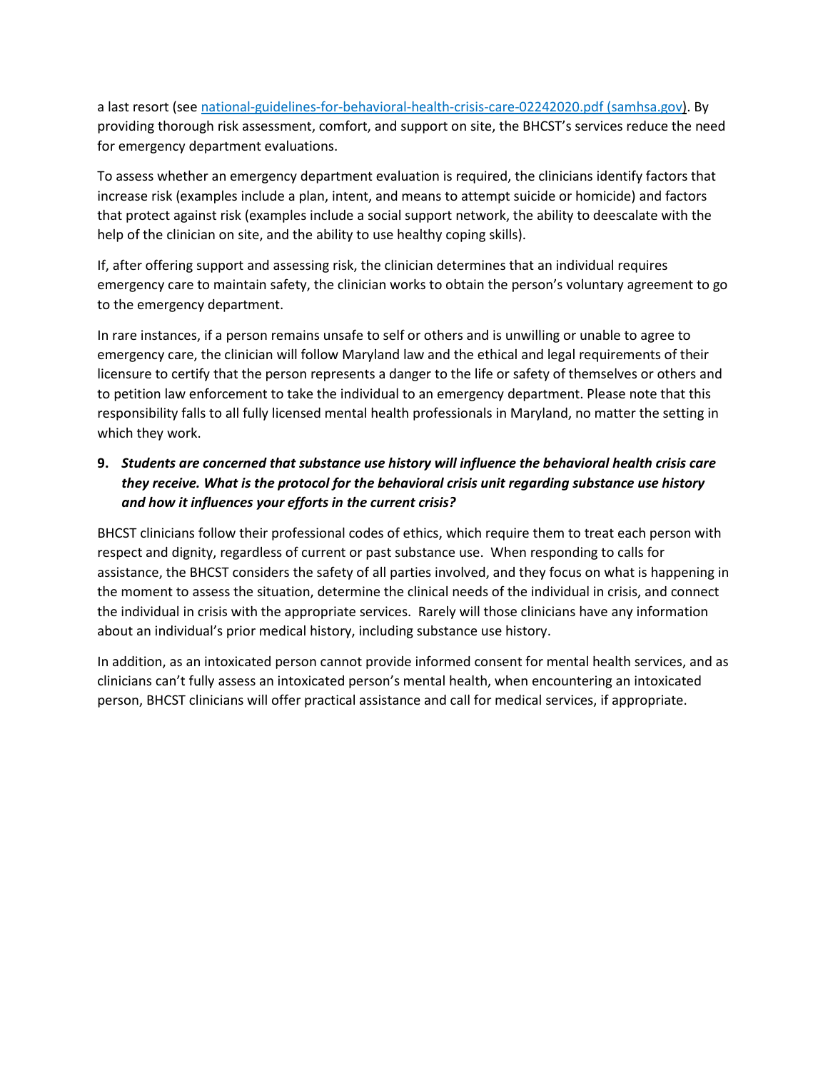a last resort (see [national-guidelines-for-behavioral-health-crisis-care-02242020.pdf (samhsa.gov)](national-guidelines-for-behavioral-health-crisis-care-02242020.pdf)). By providing thorough risk assessment, comfort, and support on site, the BHCST's services reduce the need for emergency department evaluations.

To assess whether an emergency department evaluation is required, the clinicians identify factors that increase risk (examples include a plan, intent, and means to attempt suicide or homicide) and factors that protect against risk (examples include a social support network, the ability to deescalate with the help of the clinician on site, and the ability to use healthy coping skills).

If, after offering support and assessing risk, the clinician determines that an individual requires emergency care to maintain safety, the clinician works to obtain the person's voluntary agreement to go to the emergency department.

In rare instances, if a person remains unsafe to self or others and is unwilling or unable to agree to emergency care, the clinician will follow Maryland law and the ethical and legal requirements of their licensure to certify that the person represents a danger to the life or safety of themselves or others and to petition law enforcement to take the individual to an emergency department. Please note that this responsibility falls to all fully licensed mental health professionals in Maryland, no matter the setting in which they work.

**9.** ***Students are concerned that substance use history will influence the behavioral health crisis care they receive. What is the protocol for the behavioral crisis unit regarding substance use history and how it influences your efforts in the current crisis?***

BHCST clinicians follow their professional codes of ethics, which require them to treat each person with respect and dignity, regardless of current or past substance use. When responding to calls for assistance, the BHCST considers the safety of all parties involved, and they focus on what is happening in the moment to assess the situation, determine the clinical needs of the individual in crisis, and connect the individual in crisis with the appropriate services. Rarely will those clinicians have any information about an individual's prior medical history, including substance use history.

In addition, as an intoxicated person cannot provide informed consent for mental health services, and as clinicians can't fully assess an intoxicated person's mental health, when encountering an intoxicated person, BHCST clinicians will offer practical assistance and call for medical services, if appropriate.